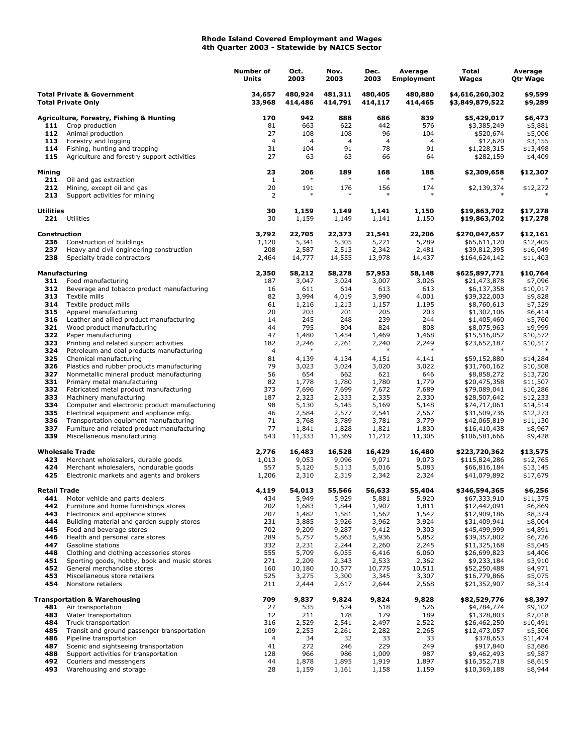# Rhode Island Covered Employment and Wages
## 4th Quarter 2003 - Statewide by NAICS Sector

| | | Number of Units | Oct. 2003 | Nov. 2003 | Dec. 2003 | Average Employment | Total Wages | Average Qtr Wage |
|---|---|---|---|---|---|---|---|---|
| **Total Private & Government** | | **34,657** | **480,924** | **481,311** | **480,405** | **480,880** | **$4,616,260,302** | **$9,599** |
| **Total Private Only** | | **33,968** | **414,486** | **414,791** | **414,117** | **414,465** | **$3,849,879,522** | **$9,289** |
| **Agriculture, Forestry, Fishing & Hunting** | | **170** | **942** | **888** | **686** | **839** | **$5,429,017** | **$6,473** |
| **111** | Crop production | 81 | 663 | 622 | 442 | 576 | $3,385,249 | $5,881 |
| **112** | Animal production | 27 | 108 | 108 | 96 | 104 | $520,674 | $5,006 |
| **113** | Forestry and logging | 4 | 4 | 4 | 4 | 4 | $12,620 | $3,155 |
| **114** | Fishing, hunting and trapping | 31 | 104 | 91 | 78 | 91 | $1,228,315 | $13,498 |
| **115** | Agriculture and forestry support activities | 27 | 63 | 63 | 66 | 64 | $282,159 | $4,409 |
| **Mining** | | **23** | **206** | **189** | **168** | **188** | **$2,309,658** | **$12,307** |
| **211** | Oil and gas extraction | 1 | * | * | * | * | * | * |
| **212** | Mining, except oil and gas | 20 | 191 | 176 | 156 | 174 | $2,139,374 | $12,272 |
| **213** | Support activities for mining | 2 | * | * | * | * | * | * |
| **Utilities** | | **30** | **1,159** | **1,149** | **1,141** | **1,150** | **$19,863,702** | **$17,278** |
| **221** | Utilities | 30 | 1,159 | 1,149 | 1,141 | 1,150 | $19,863,702 | $17,278 |
| **Construction** | | **3,792** | **22,705** | **22,373** | **21,541** | **22,206** | **$270,047,657** | **$12,161** |
| **236** | Construction of buildings | 1,120 | 5,341 | 5,305 | 5,221 | 5,289 | $65,611,120 | $12,405 |
| **237** | Heavy and civil engineering construction | 208 | 2,587 | 2,513 | 2,342 | 2,481 | $39,812,395 | $16,049 |
| **238** | Specialty trade contractors | 2,464 | 14,777 | 14,555 | 13,978 | 14,437 | $164,624,142 | $11,403 |
| **Manufacturing** | | **2,350** | **58,212** | **58,278** | **57,953** | **58,148** | **$625,897,771** | **$10,764** |
| **311** | Food manufacturing | 187 | 3,047 | 3,024 | 3,007 | 3,026 | $21,473,878 | $7,096 |
| **312** | Beverage and tobacco product manufacturing | 16 | 611 | 614 | 613 | 613 | $6,137,358 | $10,017 |
| **313** | Textile mills | 82 | 3,994 | 4,019 | 3,990 | 4,001 | $39,322,003 | $9,828 |
| **314** | Textile product mills | 61 | 1,216 | 1,213 | 1,157 | 1,195 | $8,760,613 | $7,329 |
| **315** | Apparel manufacturing | 20 | 203 | 201 | 205 | 203 | $1,302,106 | $6,414 |
| **316** | Leather and allied product manufacturing | 14 | 245 | 248 | 239 | 244 | $1,405,460 | $5,760 |
| **321** | Wood product manufacturing | 44 | 795 | 804 | 824 | 808 | $8,075,963 | $9,999 |
| **322** | Paper manufacturing | 47 | 1,480 | 1,454 | 1,469 | 1,468 | $15,516,052 | $10,572 |
| **323** | Printing and related support activities | 182 | 2,246 | 2,261 | 2,240 | 2,249 | $23,652,187 | $10,517 |
| **324** | Petroleum and coal products manufacturing | 4 | * | * | * | * | * | * |
| **325** | Chemical manufacturing | 81 | 4,139 | 4,134 | 4,151 | 4,141 | $59,152,880 | $14,284 |
| **326** | Plastics and rubber products manufacturing | 79 | 3,023 | 3,024 | 3,020 | 3,022 | $31,760,162 | $10,508 |
| **327** | Nonmetallic mineral product manufacturing | 56 | 654 | 662 | 621 | 646 | $8,858,272 | $13,720 |
| **331** | Primary metal manufacturing | 82 | 1,778 | 1,780 | 1,780 | 1,779 | $20,475,358 | $11,507 |
| **332** | Fabricated metal product manufacturing | 373 | 7,696 | 7,699 | 7,672 | 7,689 | $79,089,041 | $10,286 |
| **333** | Machinery manufacturing | 187 | 2,323 | 2,333 | 2,335 | 2,330 | $28,507,642 | $12,233 |
| **334** | Computer and electronic product manufacturing | 98 | 5,130 | 5,145 | 5,169 | 5,148 | $74,717,061 | $14,514 |
| **335** | Electrical equipment and appliance mfg. | 46 | 2,584 | 2,577 | 2,541 | 2,567 | $31,509,736 | $12,273 |
| **336** | Transportation equipment manufacturing | 71 | 3,768 | 3,789 | 3,781 | 3,779 | $42,065,819 | $11,130 |
| **337** | Furniture and related product manufacturing | 77 | 1,841 | 1,828 | 1,821 | 1,830 | $16,410,438 | $8,967 |
| **339** | Miscellaneous manufacturing | 543 | 11,333 | 11,369 | 11,212 | 11,305 | $106,581,666 | $9,428 |
| **Wholesale Trade** | | **2,776** | **16,483** | **16,528** | **16,429** | **16,480** | **$223,720,362** | **$13,575** |
| **423** | Merchant wholesalers, durable goods | 1,013 | 9,053 | 9,096 | 9,071 | 9,073 | $115,824,286 | $12,765 |
| **424** | Merchant wholesalers, nondurable goods | 557 | 5,120 | 5,113 | 5,016 | 5,083 | $66,816,184 | $13,145 |
| **425** | Electronic markets and agents and brokers | 1,206 | 2,310 | 2,319 | 2,342 | 2,324 | $41,079,892 | $17,679 |
| **Retail Trade** | | **4,119** | **54,013** | **55,566** | **56,633** | **55,404** | **$346,594,365** | **$6,256** |
| **441** | Motor vehicle and parts dealers | 434 | 5,949 | 5,929 | 5,881 | 5,920 | $67,333,910 | $11,375 |
| **442** | Furniture and home furnishings stores | 202 | 1,683 | 1,844 | 1,907 | 1,811 | $12,442,091 | $6,869 |
| **443** | Electronics and appliance stores | 207 | 1,482 | 1,581 | 1,562 | 1,542 | $12,909,186 | $8,374 |
| **444** | Building material and garden supply stores | 231 | 3,885 | 3,926 | 3,962 | 3,924 | $31,409,941 | $8,004 |
| **445** | Food and beverage stores | 702 | 9,209 | 9,287 | 9,412 | 9,303 | $45,499,999 | $4,891 |
| **446** | Health and personal care stores | 289 | 5,757 | 5,863 | 5,936 | 5,852 | $39,357,802 | $6,726 |
| **447** | Gasoline stations | 332 | 2,231 | 2,244 | 2,260 | 2,245 | $11,325,168 | $5,045 |
| **448** | Clothing and clothing accessories stores | 555 | 5,709 | 6,055 | 6,416 | 6,060 | $26,699,823 | $4,406 |
| **451** | Sporting goods, hobby, book and music stores | 271 | 2,209 | 2,343 | 2,533 | 2,362 | $9,233,184 | $3,910 |
| **452** | General merchandise stores | 160 | 10,180 | 10,577 | 10,775 | 10,511 | $52,250,488 | $4,971 |
| **453** | Miscellaneous store retailers | 525 | 3,275 | 3,300 | 3,345 | 3,307 | $16,779,866 | $5,075 |
| **454** | Nonstore retailers | 211 | 2,444 | 2,617 | 2,644 | 2,568 | $21,352,907 | $8,314 |
| **Transportation & Warehousing** | | **709** | **9,837** | **9,824** | **9,824** | **9,828** | **$82,529,776** | **$8,397** |
| **481** | Air transportation | 27 | 535 | 524 | 518 | 526 | $4,784,774 | $9,102 |
| **483** | Water transportation | 12 | 211 | 178 | 179 | 189 | $1,328,803 | $7,018 |
| **484** | Truck transportation | 316 | 2,529 | 2,541 | 2,497 | 2,522 | $26,462,250 | $10,491 |
| **485** | Transit and ground passenger transportation | 109 | 2,253 | 2,261 | 2,282 | 2,265 | $12,473,057 | $5,506 |
| **486** | Pipeline transportation | 4 | 34 | 32 | 33 | 33 | $378,653 | $11,474 |
| **487** | Scenic and sightseeing transportation | 41 | 272 | 246 | 229 | 249 | $917,840 | $3,686 |
| **488** | Support activities for transportation | 128 | 966 | 986 | 1,009 | 987 | $9,462,493 | $9,587 |
| **492** | Couriers and messengers | 44 | 1,878 | 1,895 | 1,919 | 1,897 | $16,352,718 | $8,619 |
| **493** | Warehousing and storage | 28 | 1,159 | 1,161 | 1,158 | 1,159 | $10,369,188 | $8,944 |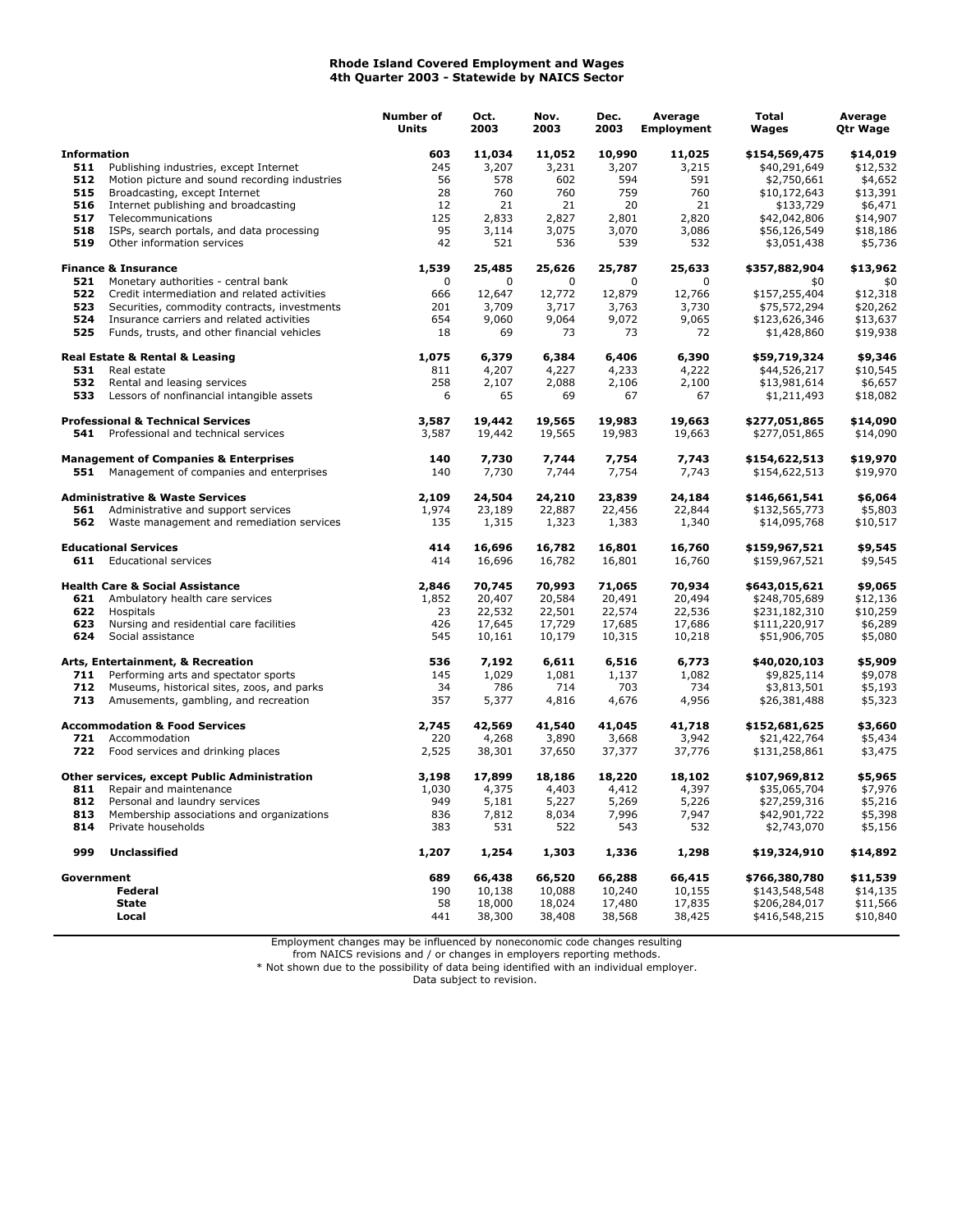# Rhode Island Covered Employment and Wages
## 4th Quarter 2003 - Statewide by NAICS Sector

| | Number of Units | Oct. 2003 | Nov. 2003 | Dec. 2003 | Average Employment | Total Wages | Average Qtr Wage |
|---|---|---|---|---|---|---|---|
| **Information** | **603** | **11,034** | **11,052** | **10,990** | **11,025** | **$154,569,475** | **$14,019** |
| **511** Publishing industries, except Internet | 245 | 3,207 | 3,231 | 3,207 | 3,215 | $40,291,649 | $12,532 |
| **512** Motion picture and sound recording industries | 56 | 578 | 602 | 594 | 591 | $2,750,661 | $4,652 |
| **515** Broadcasting, except Internet | 28 | 760 | 760 | 759 | 760 | $10,172,643 | $13,391 |
| **516** Internet publishing and broadcasting | 12 | 21 | 21 | 20 | 21 | $133,729 | $6,471 |
| **517** Telecommunications | 125 | 2,833 | 2,827 | 2,801 | 2,820 | $42,042,806 | $14,907 |
| **518** ISPs, search portals, and data processing | 95 | 3,114 | 3,075 | 3,070 | 3,086 | $56,126,549 | $18,186 |
| **519** Other information services | 42 | 521 | 536 | 539 | 532 | $3,051,438 | $5,736 |
| **Finance & Insurance** | **1,539** | **25,485** | **25,626** | **25,787** | **25,633** | **$357,882,904** | **$13,962** |
| **521** Monetary authorities - central bank | 0 | 0 | 0 | 0 | 0 | $0 | $0 |
| **522** Credit intermediation and related activities | 666 | 12,647 | 12,772 | 12,879 | 12,766 | $157,255,404 | $12,318 |
| **523** Securities, commodity contracts, investments | 201 | 3,709 | 3,717 | 3,763 | 3,730 | $75,572,294 | $20,262 |
| **524** Insurance carriers and related activities | 654 | 9,060 | 9,064 | 9,072 | 9,065 | $123,626,346 | $13,637 |
| **525** Funds, trusts, and other financial vehicles | 18 | 69 | 73 | 73 | 72 | $1,428,860 | $19,938 |
| **Real Estate & Rental & Leasing** | **1,075** | **6,379** | **6,384** | **6,406** | **6,390** | **$59,719,324** | **$9,346** |
| **531** Real estate | 811 | 4,207 | 4,227 | 4,233 | 4,222 | $44,526,217 | $10,545 |
| **532** Rental and leasing services | 258 | 2,107 | 2,088 | 2,106 | 2,100 | $13,981,614 | $6,657 |
| **533** Lessors of nonfinancial intangible assets | 6 | 65 | 69 | 67 | 67 | $1,211,493 | $18,082 |
| **Professional & Technical Services** | **3,587** | **19,442** | **19,565** | **19,983** | **19,663** | **$277,051,865** | **$14,090** |
| **541** Professional and technical services | 3,587 | 19,442 | 19,565 | 19,983 | 19,663 | $277,051,865 | $14,090 |
| **Management of Companies & Enterprises** | **140** | **7,730** | **7,744** | **7,754** | **7,743** | **$154,622,513** | **$19,970** |
| **551** Management of companies and enterprises | 140 | 7,730 | 7,744 | 7,754 | 7,743 | $154,622,513 | $19,970 |
| **Administrative & Waste Services** | **2,109** | **24,504** | **24,210** | **23,839** | **24,184** | **$146,661,541** | **$6,064** |
| **561** Administrative and support services | 1,974 | 23,189 | 22,887 | 22,456 | 22,844 | $132,565,773 | $5,803 |
| **562** Waste management and remediation services | 135 | 1,315 | 1,323 | 1,383 | 1,340 | $14,095,768 | $10,517 |
| **Educational Services** | **414** | **16,696** | **16,782** | **16,801** | **16,760** | **$159,967,521** | **$9,545** |
| **611** Educational services | 414 | 16,696 | 16,782 | 16,801 | 16,760 | $159,967,521 | $9,545 |
| **Health Care & Social Assistance** | **2,846** | **70,745** | **70,993** | **71,065** | **70,934** | **$643,015,621** | **$9,065** |
| **621** Ambulatory health care services | 1,852 | 20,407 | 20,584 | 20,491 | 20,494 | $248,705,689 | $12,136 |
| **622** Hospitals | 23 | 22,532 | 22,501 | 22,574 | 22,536 | $231,182,310 | $10,259 |
| **623** Nursing and residential care facilities | 426 | 17,645 | 17,729 | 17,685 | 17,686 | $111,220,917 | $6,289 |
| **624** Social assistance | 545 | 10,161 | 10,179 | 10,315 | 10,218 | $51,906,705 | $5,080 |
| **Arts, Entertainment, & Recreation** | **536** | **7,192** | **6,611** | **6,516** | **6,773** | **$40,020,103** | **$5,909** |
| **711** Performing arts and spectator sports | 145 | 1,029 | 1,081 | 1,137 | 1,082 | $9,825,114 | $9,078 |
| **712** Museums, historical sites, zoos, and parks | 34 | 786 | 714 | 703 | 734 | $3,813,501 | $5,193 |
| **713** Amusements, gambling, and recreation | 357 | 5,377 | 4,816 | 4,676 | 4,956 | $26,381,488 | $5,323 |
| **Accommodation & Food Services** | **2,745** | **42,569** | **41,540** | **41,045** | **41,718** | **$152,681,625** | **$3,660** |
| **721** Accommodation | 220 | 4,268 | 3,890 | 3,668 | 3,942 | $21,422,764 | $5,434 |
| **722** Food services and drinking places | 2,525 | 38,301 | 37,650 | 37,377 | 37,776 | $131,258,861 | $3,475 |
| **Other services, except Public Administration** | **3,198** | **17,899** | **18,186** | **18,220** | **18,102** | **$107,969,812** | **$5,965** |
| **811** Repair and maintenance | 1,030 | 4,375 | 4,403 | 4,412 | 4,397 | $35,065,704 | $7,976 |
| **812** Personal and laundry services | 949 | 5,181 | 5,227 | 5,269 | 5,226 | $27,259,316 | $5,216 |
| **813** Membership associations and organizations | 836 | 7,812 | 8,034 | 7,996 | 7,947 | $42,901,722 | $5,398 |
| **814** Private households | 383 | 531 | 522 | 543 | 532 | $2,743,070 | $5,156 |
| **999 Unclassified** | **1,207** | **1,254** | **1,303** | **1,336** | **1,298** | **$19,324,910** | **$14,892** |
| **Government** | **689** | **66,438** | **66,520** | **66,288** | **66,415** | **$766,380,780** | **$11,539** |
| **Federal** | 190 | 10,138 | 10,088 | 10,240 | 10,155 | $143,548,548 | $14,135 |
| **State** | 58 | 18,000 | 18,024 | 17,480 | 17,835 | $206,284,017 | $11,566 |
| **Local** | 441 | 38,300 | 38,408 | 38,568 | 38,425 | $416,548,215 | $10,840 |

Employment changes may be influenced by noneconomic code changes resulting from NAICS revisions and / or changes in employers reporting methods.

* Not shown due to the possibility of data being identified with an individual employer.

Data subject to revision.